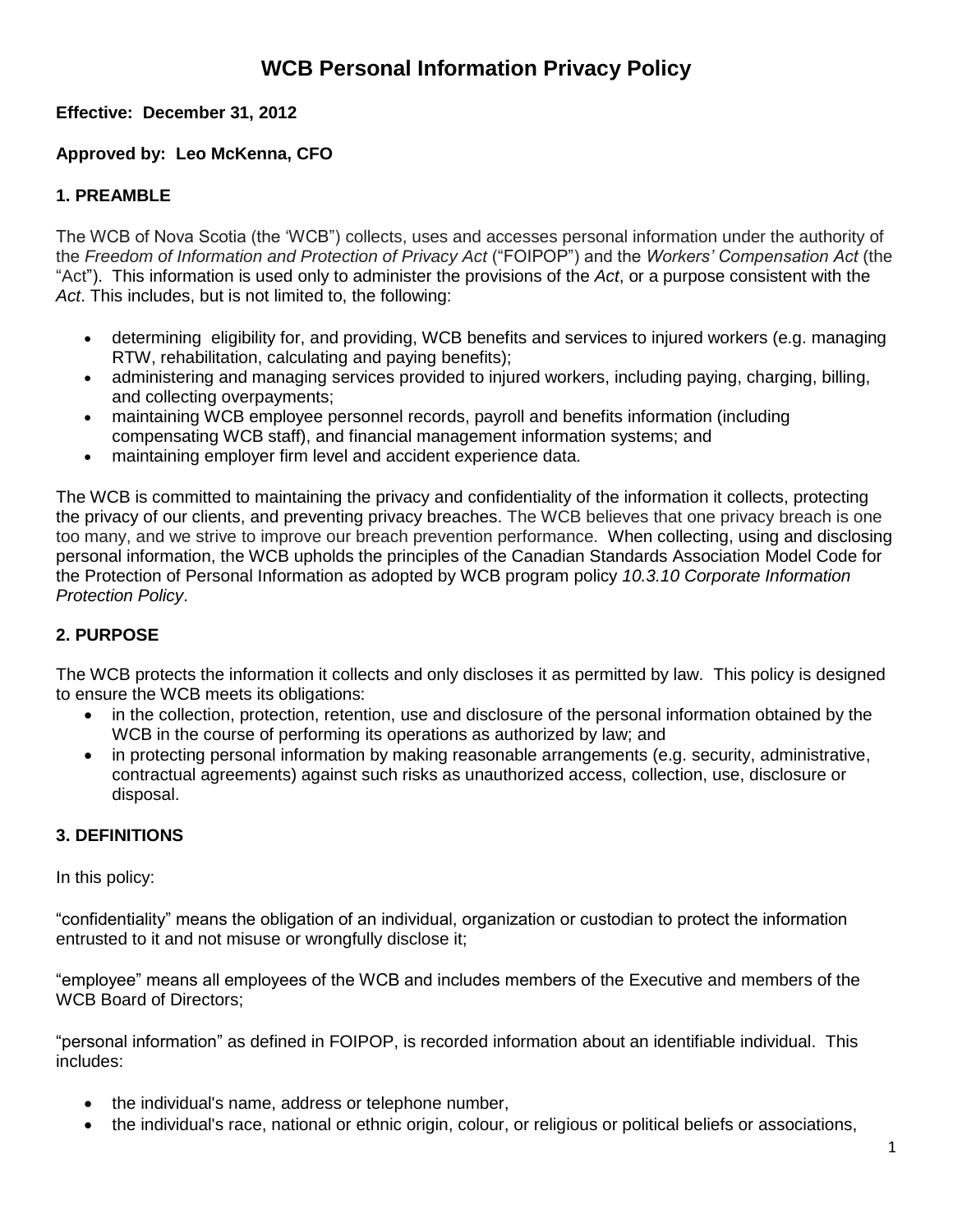# WCB Personal Information Privacy Policy

**Effective: December 31, 2012**

**Approved by: Leo McKenna, CFO**

## 1. PREAMBLE

The WCB of Nova Scotia (the 'WCB") collects, uses and accesses personal information under the authority of the *Freedom of Information and Protection of Privacy Act* ("FOIPOP") and the *Workers' Compensation Act* (the "Act"). This information is used only to administer the provisions of the *Act*, or a purpose consistent with the *Act*. This includes, but is not limited to, the following:

- determining eligibility for, and providing, WCB benefits and services to injured workers (e.g. managing RTW, rehabilitation, calculating and paying benefits);
- administering and managing services provided to injured workers, including paying, charging, billing, and collecting overpayments;
- maintaining WCB employee personnel records, payroll and benefits information (including compensating WCB staff), and financial management information systems; and
- maintaining employer firm level and accident experience data.

The WCB is committed to maintaining the privacy and confidentiality of the information it collects, protecting the privacy of our clients, and preventing privacy breaches. The WCB believes that one privacy breach is one too many, and we strive to improve our breach prevention performance. When collecting, using and disclosing personal information, the WCB upholds the principles of the Canadian Standards Association Model Code for the Protection of Personal Information as adopted by WCB program policy *10.3.10 Corporate Information Protection Policy*.

## 2. PURPOSE

The WCB protects the information it collects and only discloses it as permitted by law. This policy is designed to ensure the WCB meets its obligations:

- in the collection, protection, retention, use and disclosure of the personal information obtained by the WCB in the course of performing its operations as authorized by law; and
- in protecting personal information by making reasonable arrangements (e.g. security, administrative, contractual agreements) against such risks as unauthorized access, collection, use, disclosure or disposal.

## 3. DEFINITIONS

In this policy:

"confidentiality" means the obligation of an individual, organization or custodian to protect the information entrusted to it and not misuse or wrongfully disclose it;

"employee" means all employees of the WCB and includes members of the Executive and members of the WCB Board of Directors;

"personal information" as defined in FOIPOP, is recorded information about an identifiable individual. This includes:

- the individual's name, address or telephone number,
- the individual's race, national or ethnic origin, colour, or religious or political beliefs or associations,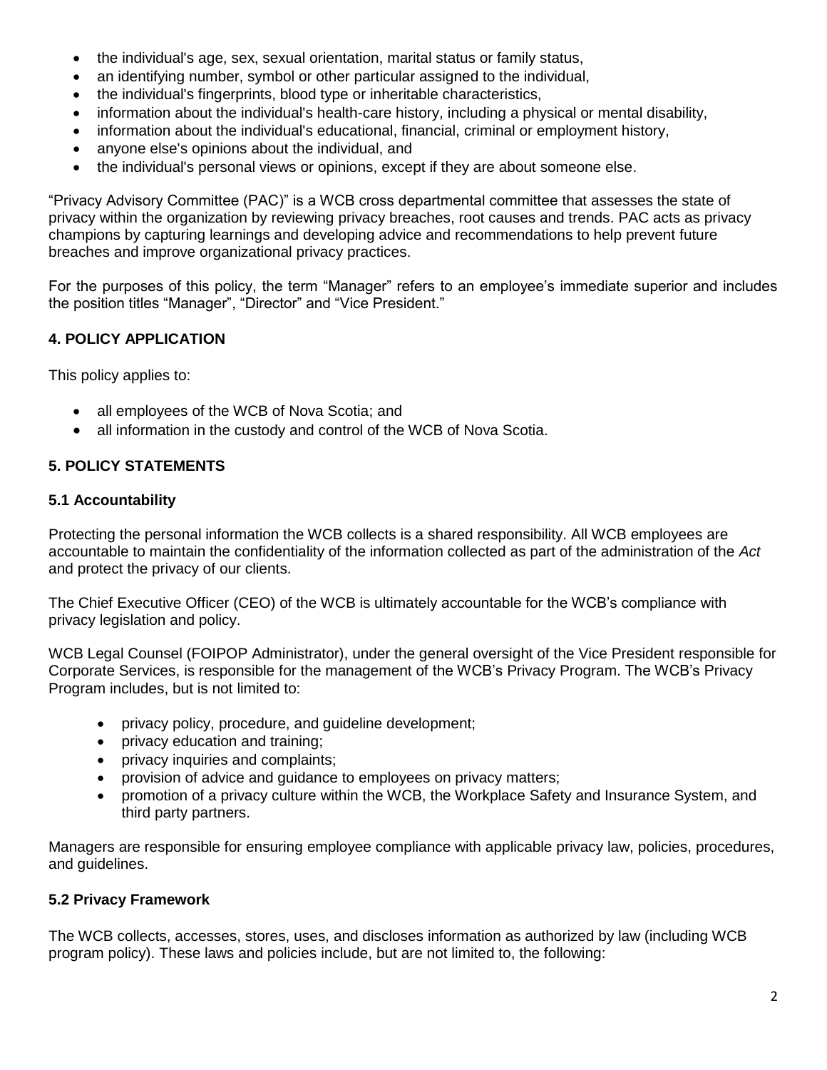- the individual's age, sex, sexual orientation, marital status or family status,
- an identifying number, symbol or other particular assigned to the individual,
- the individual's fingerprints, blood type or inheritable characteristics,
- information about the individual's health-care history, including a physical or mental disability,
- information about the individual's educational, financial, criminal or employment history,
- anyone else's opinions about the individual, and
- the individual's personal views or opinions, except if they are about someone else.

"Privacy Advisory Committee (PAC)" is a WCB cross departmental committee that assesses the state of privacy within the organization by reviewing privacy breaches, root causes and trends. PAC acts as privacy champions by capturing learnings and developing advice and recommendations to help prevent future breaches and improve organizational privacy practices.

For the purposes of this policy, the term "Manager" refers to an employee's immediate superior and includes the position titles "Manager", "Director" and "Vice President."

## 4. POLICY APPLICATION

This policy applies to:

- all employees of the WCB of Nova Scotia; and
- all information in the custody and control of the WCB of Nova Scotia.

## 5. POLICY STATEMENTS

### 5.1 Accountability

Protecting the personal information the WCB collects is a shared responsibility. All WCB employees are accountable to maintain the confidentiality of the information collected as part of the administration of the *Act* and protect the privacy of our clients.

The Chief Executive Officer (CEO) of the WCB is ultimately accountable for the WCB's compliance with privacy legislation and policy.

WCB Legal Counsel (FOIPOP Administrator), under the general oversight of the Vice President responsible for Corporate Services, is responsible for the management of the WCB's Privacy Program. The WCB's Privacy Program includes, but is not limited to:

- privacy policy, procedure, and guideline development;
- privacy education and training;
- privacy inquiries and complaints;
- provision of advice and guidance to employees on privacy matters;
- promotion of a privacy culture within the WCB, the Workplace Safety and Insurance System, and third party partners.

Managers are responsible for ensuring employee compliance with applicable privacy law, policies, procedures, and guidelines.

### 5.2 Privacy Framework

The WCB collects, accesses, stores, uses, and discloses information as authorized by law (including WCB program policy). These laws and policies include, but are not limited to, the following: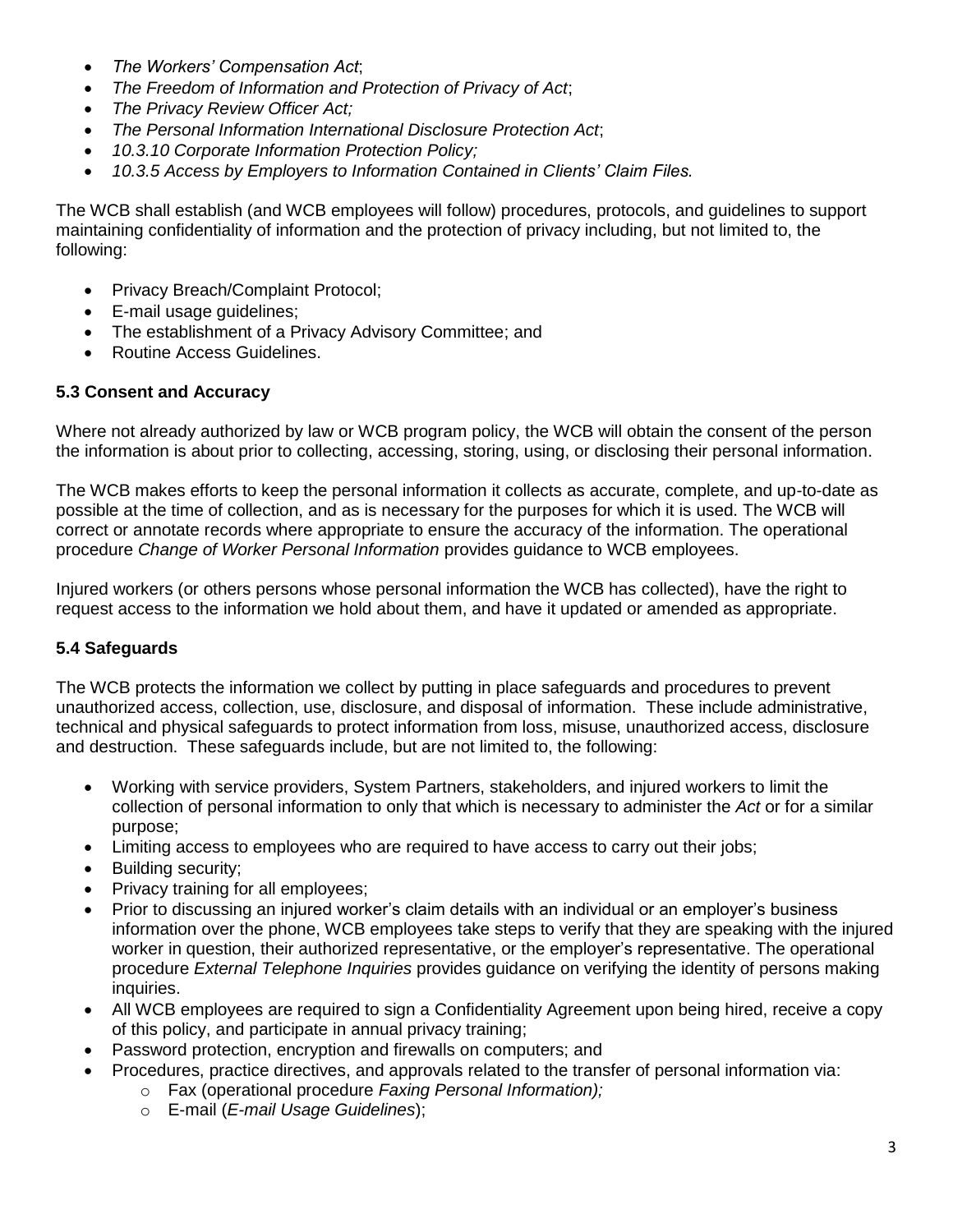- *The Workers' Compensation Act*;
- *The Freedom of Information and Protection of Privacy of Act*;
- *The Privacy Review Officer Act;*
- *The Personal Information International Disclosure Protection Act*;
- *10.3.10 Corporate Information Protection Policy;*
- *10.3.5 Access by Employers to Information Contained in Clients' Claim Files.*

The WCB shall establish (and WCB employees will follow) procedures, protocols, and guidelines to support maintaining confidentiality of information and the protection of privacy including, but not limited to, the following:

- Privacy Breach/Complaint Protocol;
- E-mail usage guidelines;
- The establishment of a Privacy Advisory Committee; and
- Routine Access Guidelines.

### 5.3 Consent and Accuracy

Where not already authorized by law or WCB program policy, the WCB will obtain the consent of the person the information is about prior to collecting, accessing, storing, using, or disclosing their personal information.

The WCB makes efforts to keep the personal information it collects as accurate, complete, and up-to-date as possible at the time of collection, and as is necessary for the purposes for which it is used. The WCB will correct or annotate records where appropriate to ensure the accuracy of the information. The operational procedure *Change of Worker Personal Information* provides guidance to WCB employees.

Injured workers (or others persons whose personal information the WCB has collected), have the right to request access to the information we hold about them, and have it updated or amended as appropriate.

### 5.4 Safeguards

The WCB protects the information we collect by putting in place safeguards and procedures to prevent unauthorized access, collection, use, disclosure, and disposal of information. These include administrative, technical and physical safeguards to protect information from loss, misuse, unauthorized access, disclosure and destruction. These safeguards include, but are not limited to, the following:

- Working with service providers, System Partners, stakeholders, and injured workers to limit the collection of personal information to only that which is necessary to administer the *Act* or for a similar purpose;
- Limiting access to employees who are required to have access to carry out their jobs;
- Building security;
- Privacy training for all employees;
- Prior to discussing an injured worker's claim details with an individual or an employer's business information over the phone, WCB employees take steps to verify that they are speaking with the injured worker in question, their authorized representative, or the employer's representative. The operational procedure *External Telephone Inquiries* provides guidance on verifying the identity of persons making inquiries.
- All WCB employees are required to sign a Confidentiality Agreement upon being hired, receive a copy of this policy, and participate in annual privacy training;
- Password protection, encryption and firewalls on computers; and
- Procedures, practice directives, and approvals related to the transfer of personal information via:
  - Fax (operational procedure *Faxing Personal Information);*
  - E-mail (*E-mail Usage Guidelines*);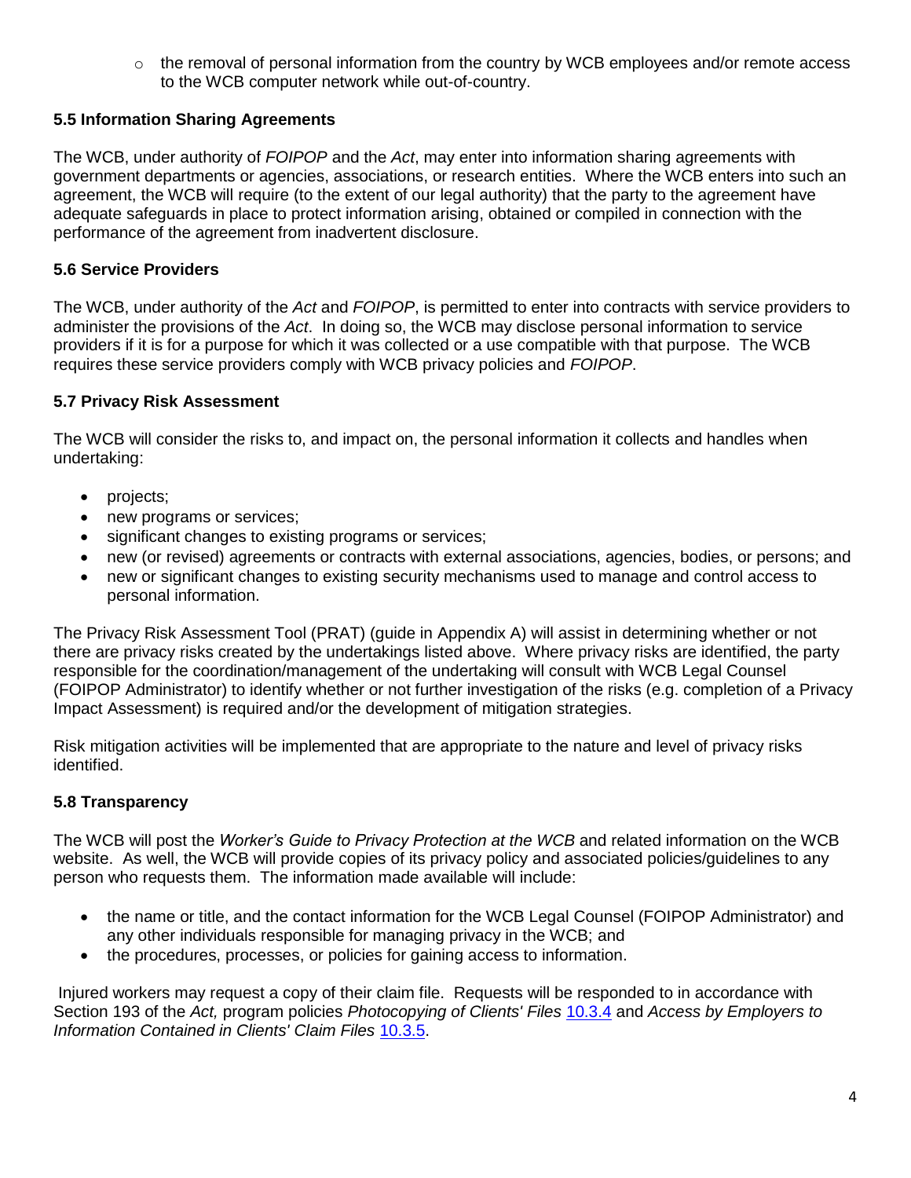- the removal of personal information from the country by WCB employees and/or remote access to the WCB computer network while out-of-country.

### 5.5 Information Sharing Agreements

The WCB, under authority of *FOIPOP* and the *Act*, may enter into information sharing agreements with government departments or agencies, associations, or research entities. Where the WCB enters into such an agreement, the WCB will require (to the extent of our legal authority) that the party to the agreement have adequate safeguards in place to protect information arising, obtained or compiled in connection with the performance of the agreement from inadvertent disclosure.

### 5.6 Service Providers

The WCB, under authority of the *Act* and *FOIPOP*, is permitted to enter into contracts with service providers to administer the provisions of the *Act*. In doing so, the WCB may disclose personal information to service providers if it is for a purpose for which it was collected or a use compatible with that purpose. The WCB requires these service providers comply with WCB privacy policies and *FOIPOP*.

### 5.7 Privacy Risk Assessment

The WCB will consider the risks to, and impact on, the personal information it collects and handles when undertaking:

- projects;
- new programs or services;
- significant changes to existing programs or services;
- new (or revised) agreements or contracts with external associations, agencies, bodies, or persons; and
- new or significant changes to existing security mechanisms used to manage and control access to personal information.

The Privacy Risk Assessment Tool (PRAT) (guide in Appendix A) will assist in determining whether or not there are privacy risks created by the undertakings listed above. Where privacy risks are identified, the party responsible for the coordination/management of the undertaking will consult with WCB Legal Counsel (FOIPOP Administrator) to identify whether or not further investigation of the risks (e.g. completion of a Privacy Impact Assessment) is required and/or the development of mitigation strategies.

Risk mitigation activities will be implemented that are appropriate to the nature and level of privacy risks identified.

### 5.8 Transparency

The WCB will post the *Worker's Guide to Privacy Protection at the WCB* and related information on the WCB website. As well, the WCB will provide copies of its privacy policy and associated policies/guidelines to any person who requests them. The information made available will include:

- the name or title, and the contact information for the WCB Legal Counsel (FOIPOP Administrator) and any other individuals responsible for managing privacy in the WCB; and
- the procedures, processes, or policies for gaining access to information.

Injured workers may request a copy of their claim file. Requests will be responded to in accordance with Section 193 of the *Act,* program policies *Photocopying of Clients' Files* 10.3.4 and *Access by Employers to Information Contained in Clients' Claim Files* 10.3.5.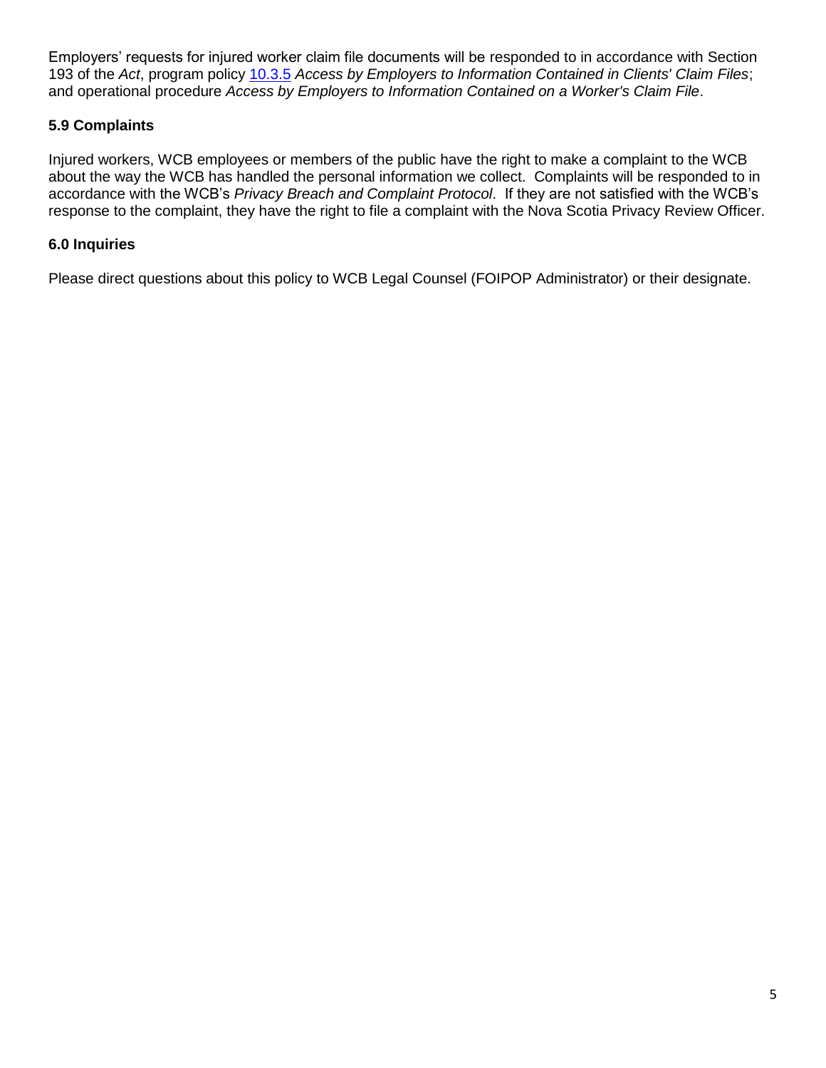Employers' requests for injured worker claim file documents will be responded to in accordance with Section 193 of the *Act*, program policy [10.3.5](10.3.5) *Access by Employers to Information Contained in Clients' Claim Files*; and operational procedure *Access by Employers to Information Contained on a Worker's Claim File*.

### 5.9 Complaints

Injured workers, WCB employees or members of the public have the right to make a complaint to the WCB about the way the WCB has handled the personal information we collect. Complaints will be responded to in accordance with the WCB's *Privacy Breach and Complaint Protocol*. If they are not satisfied with the WCB's response to the complaint, they have the right to file a complaint with the Nova Scotia Privacy Review Officer.

## 6.0 Inquiries

Please direct questions about this policy to WCB Legal Counsel (FOIPOP Administrator) or their designate.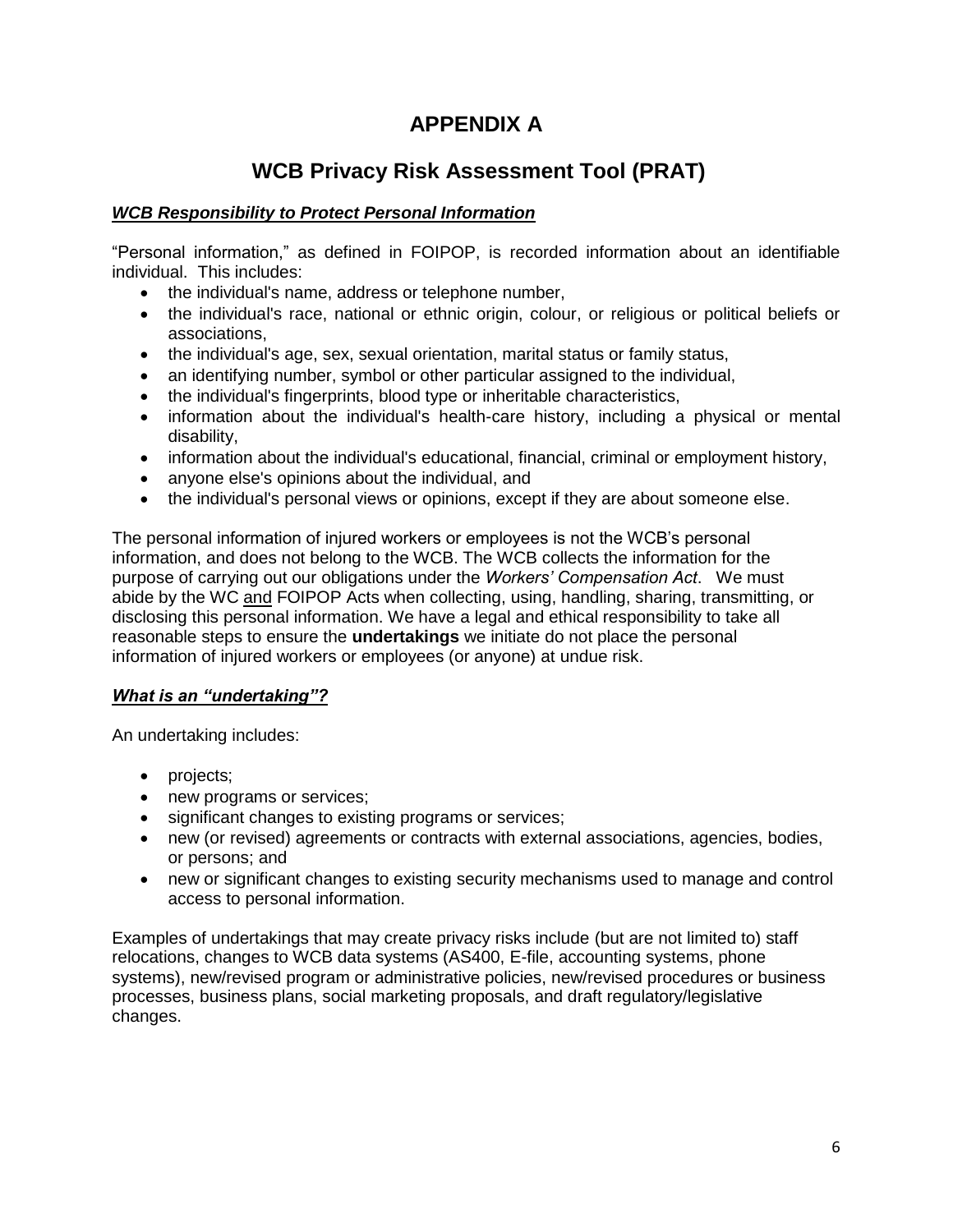# APPENDIX A

# WCB Privacy Risk Assessment Tool (PRAT)

### ***WCB Responsibility to Protect Personal Information***

"Personal information," as defined in FOIPOP, is recorded information about an identifiable individual. This includes:

- the individual's name, address or telephone number,
- the individual's race, national or ethnic origin, colour, or religious or political beliefs or associations,
- the individual's age, sex, sexual orientation, marital status or family status,
- an identifying number, symbol or other particular assigned to the individual,
- the individual's fingerprints, blood type or inheritable characteristics,
- information about the individual's health-care history, including a physical or mental disability,
- information about the individual's educational, financial, criminal or employment history,
- anyone else's opinions about the individual, and
- the individual's personal views or opinions, except if they are about someone else.

The personal information of injured workers or employees is not the WCB's personal information, and does not belong to the WCB. The WCB collects the information for the purpose of carrying out our obligations under the *Workers' Compensation Act*. We must abide by the WC and FOIPOP Acts when collecting, using, handling, sharing, transmitting, or disclosing this personal information. We have a legal and ethical responsibility to take all reasonable steps to ensure the **undertakings** we initiate do not place the personal information of injured workers or employees (or anyone) at undue risk.

### ***What is an "undertaking"?***

An undertaking includes:

- projects;
- new programs or services;
- significant changes to existing programs or services;
- new (or revised) agreements or contracts with external associations, agencies, bodies, or persons; and
- new or significant changes to existing security mechanisms used to manage and control access to personal information.

Examples of undertakings that may create privacy risks include (but are not limited to) staff relocations, changes to WCB data systems (AS400, E-file, accounting systems, phone systems), new/revised program or administrative policies, new/revised procedures or business processes, business plans, social marketing proposals, and draft regulatory/legislative changes.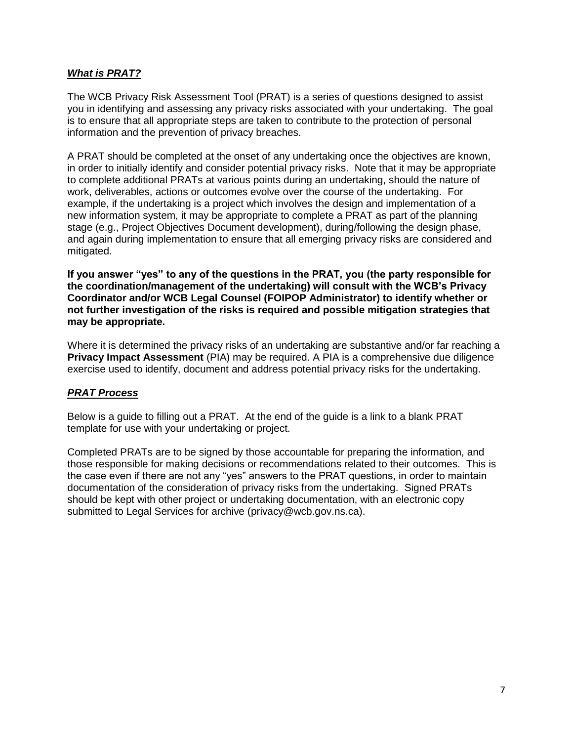### ***What is PRAT?***

The WCB Privacy Risk Assessment Tool (PRAT) is a series of questions designed to assist you in identifying and assessing any privacy risks associated with your undertaking. The goal is to ensure that all appropriate steps are taken to contribute to the protection of personal information and the prevention of privacy breaches.

A PRAT should be completed at the onset of any undertaking once the objectives are known, in order to initially identify and consider potential privacy risks. Note that it may be appropriate to complete additional PRATs at various points during an undertaking, should the nature of work, deliverables, actions or outcomes evolve over the course of the undertaking. For example, if the undertaking is a project which involves the design and implementation of a new information system, it may be appropriate to complete a PRAT as part of the planning stage (e.g., Project Objectives Document development), during/following the design phase, and again during implementation to ensure that all emerging privacy risks are considered and mitigated.

**If you answer "yes" to any of the questions in the PRAT, you (the party responsible for the coordination/management of the undertaking) will consult with the WCB's Privacy Coordinator and/or WCB Legal Counsel (FOIPOP Administrator) to identify whether or not further investigation of the risks is required and possible mitigation strategies that may be appropriate.**

Where it is determined the privacy risks of an undertaking are substantive and/or far reaching a **Privacy Impact Assessment** (PIA) may be required. A PIA is a comprehensive due diligence exercise used to identify, document and address potential privacy risks for the undertaking.

### ***PRAT Process***

Below is a guide to filling out a PRAT. At the end of the guide is a link to a blank PRAT template for use with your undertaking or project.

Completed PRATs are to be signed by those accountable for preparing the information, and those responsible for making decisions or recommendations related to their outcomes. This is the case even if there are not any "yes" answers to the PRAT questions, in order to maintain documentation of the consideration of privacy risks from the undertaking. Signed PRATs should be kept with other project or undertaking documentation, with an electronic copy submitted to Legal Services for archive (privacy@wcb.gov.ns.ca).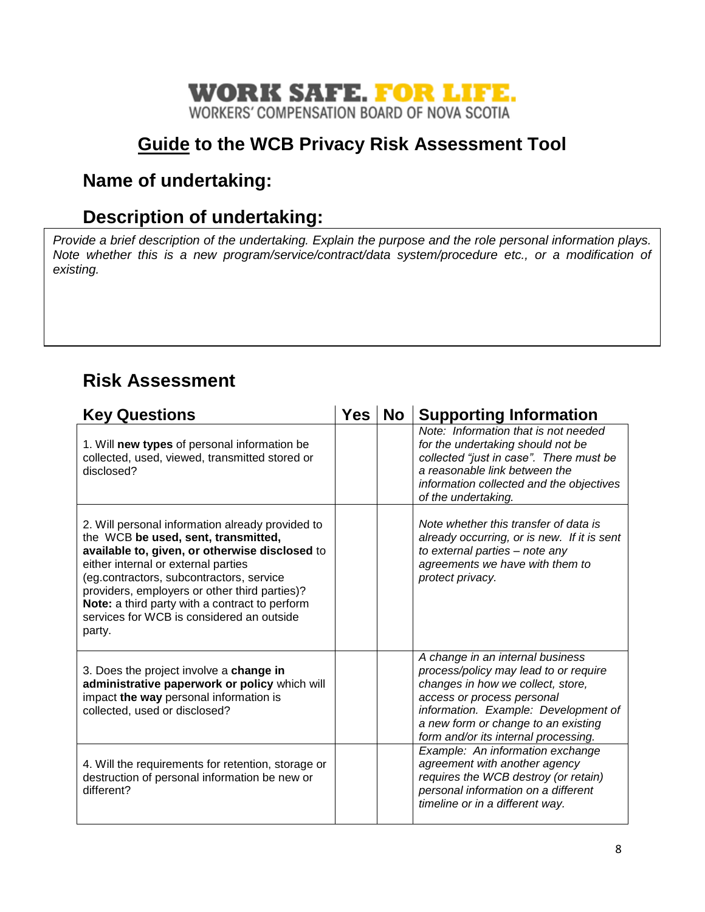**WORK SAFE. FOR LIFE.**
WORKERS' COMPENSATION BOARD OF NOVA SCOTIA

# Guide to the WCB Privacy Risk Assessment Tool

## Name of undertaking:

## Description of undertaking:

*Provide a brief description of the undertaking. Explain the purpose and the role personal information plays. Note whether this is a new program/service/contract/data system/procedure etc., or a modification of existing.*

## Risk Assessment

| Key Questions | Yes | No | Supporting Information |
|---|---|---|---|
| 1. Will **new types** of personal information be collected, used, viewed, transmitted stored or disclosed? | | | *Note: Information that is not needed for the undertaking should not be collected "just in case". There must be a reasonable link between the information collected and the objectives of the undertaking.* |
| 2. Will personal information already provided to the WCB **be used, sent, transmitted, available to, given, or otherwise disclosed** to either internal or external parties (eg.contractors, subcontractors, service providers, employers or other third parties)? **Note:** a third party with a contract to perform services for WCB is considered an outside party. | | | *Note whether this transfer of data is already occurring, or is new. If it is sent to external parties – note any agreements we have with them to protect privacy.* |
| 3. Does the project involve a **change in administrative paperwork or policy** which will impact **the way** personal information is collected, used or disclosed? | | | *A change in an internal business process/policy may lead to or require changes in how we collect, store, access or process personal information. Example: Development of a new form or change to an existing form and/or its internal processing.* |
| 4. Will the requirements for retention, storage or destruction of personal information be new or different? | | | *Example: An information exchange agreement with another agency requires the WCB destroy (or retain) personal information on a different timeline or in a different way.* |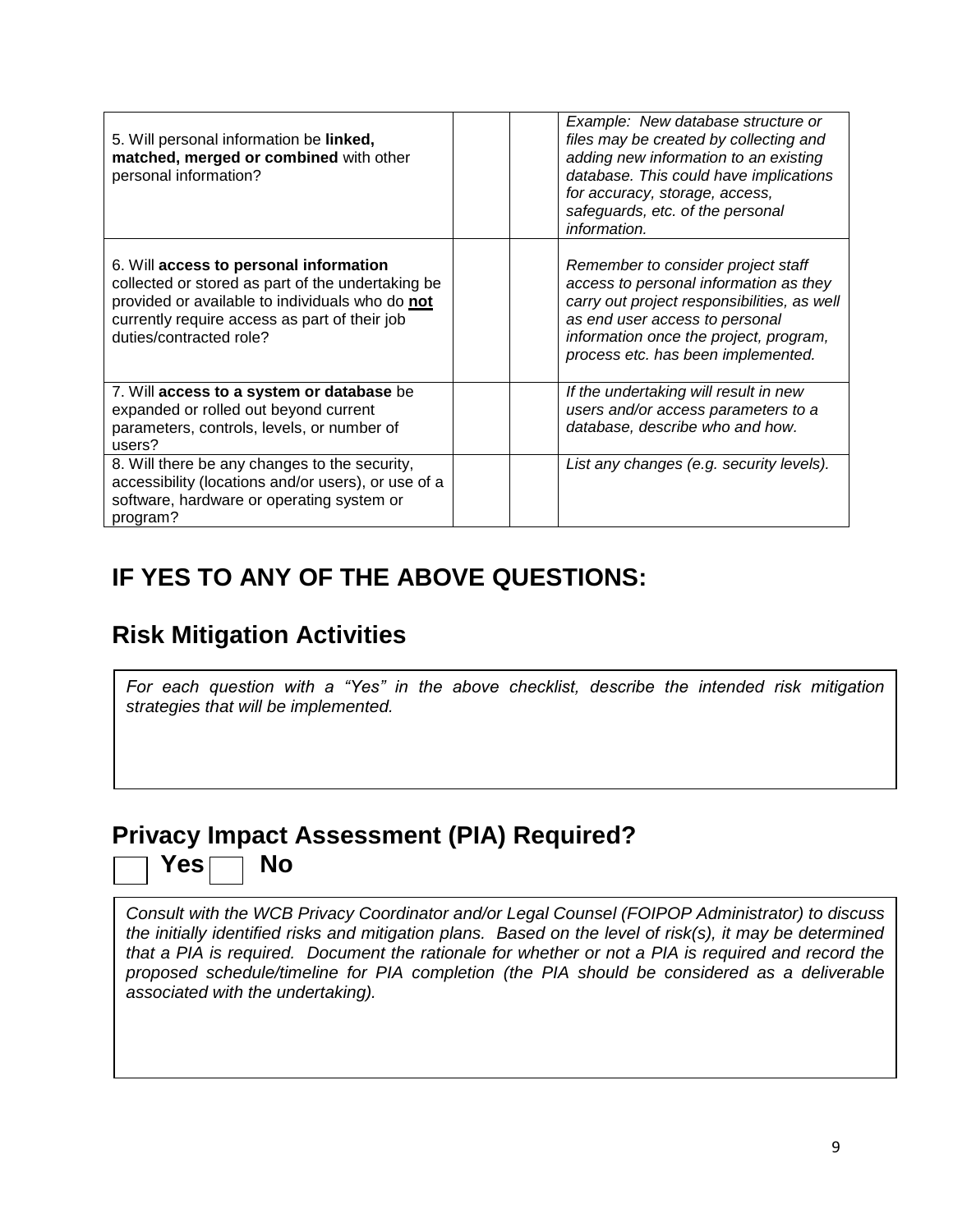| | | | |
|---|---|---|---|
| 5. Will personal information be **linked, matched, merged or combined** with other personal information? | | | *Example: New database structure or files may be created by collecting and adding new information to an existing database. This could have implications for accuracy, storage, access, safeguards, etc. of the personal information.* |
| 6. Will **access to personal information** collected or stored as part of the undertaking be provided or available to individuals who do **not** currently require access as part of their job duties/contracted role? | | | *Remember to consider project staff access to personal information as they carry out project responsibilities, as well as end user access to personal information once the project, program, process etc. has been implemented.* |
| 7. Will **access to a system or database** be expanded or rolled out beyond current parameters, controls, levels, or number of users? | | | *If the undertaking will result in new users and/or access parameters to a database, describe who and how.* |
| 8. Will there be any changes to the security, accessibility (locations and/or users), or use of a software, hardware or operating system or program? | | | *List any changes (e.g. security levels).* |

# IF YES TO ANY OF THE ABOVE QUESTIONS:

## Risk Mitigation Activities

*For each question with a "Yes" in the above checklist, describe the intended risk mitigation strategies that will be implemented.*

## Privacy Impact Assessment (PIA) Required?

☐ **Yes** ☐ **No**

*Consult with the WCB Privacy Coordinator and/or Legal Counsel (FOIPOP Administrator) to discuss the initially identified risks and mitigation plans. Based on the level of risk(s), it may be determined that a PIA is required. Document the rationale for whether or not a PIA is required and record the proposed schedule/timeline for PIA completion (the PIA should be considered as a deliverable associated with the undertaking).*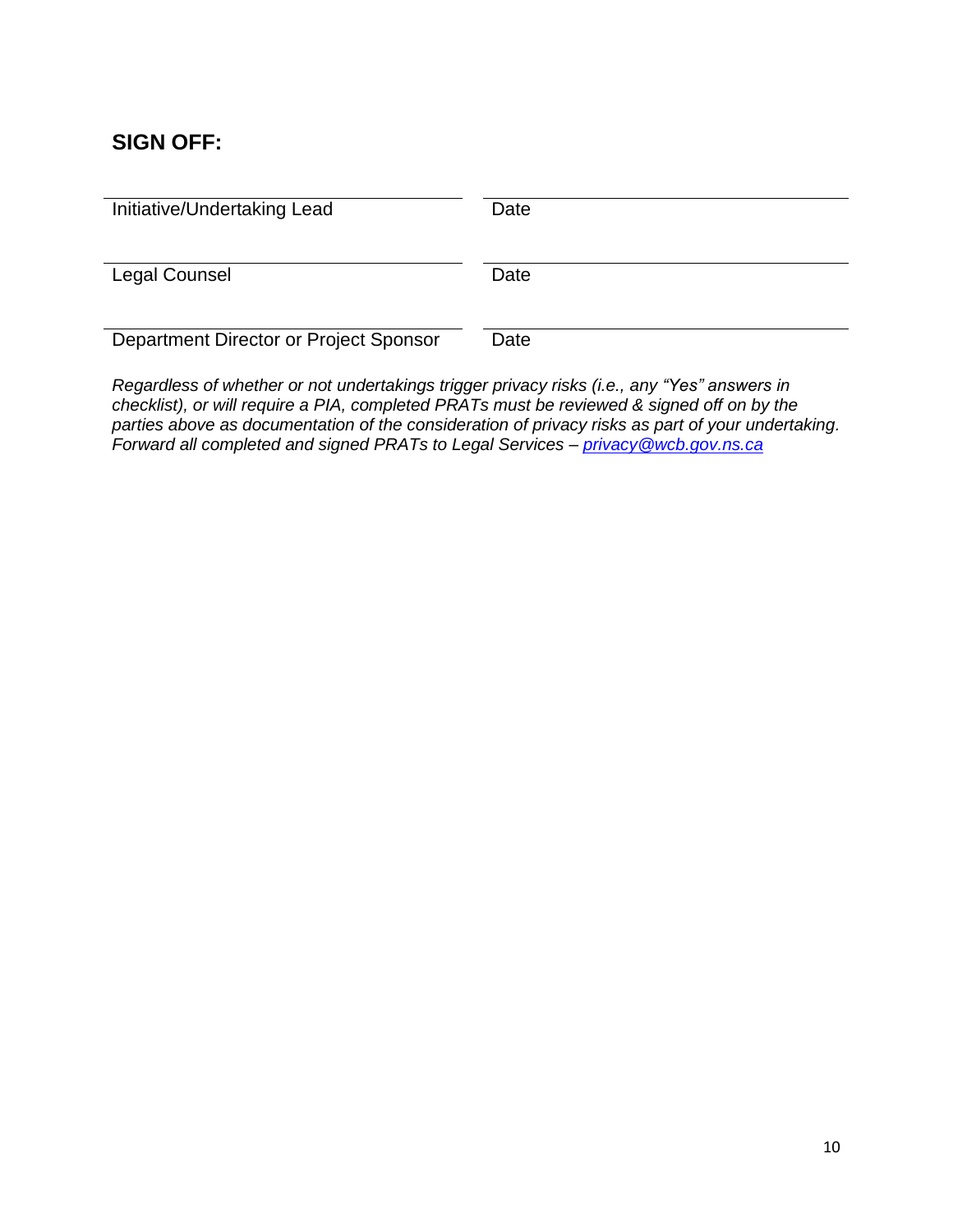## SIGN OFF:

| | |
|---|---|
| Initiative/Undertaking Lead | Date |
| Legal Counsel | Date |
| Department Director or Project Sponsor | Date |

*Regardless of whether or not undertakings trigger privacy risks (i.e., any "Yes" answers in checklist), or will require a PIA, completed PRATs must be reviewed & signed off on by the parties above as documentation of the consideration of privacy risks as part of your undertaking. Forward all completed and signed PRATs to Legal Services – [privacy@wcb.gov.ns.ca](mailto:privacy@wcb.gov.ns.ca)*